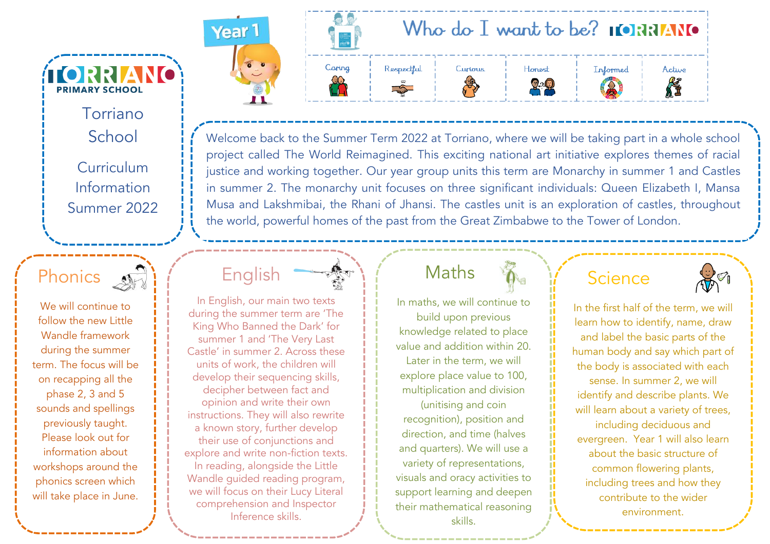TORRIANO PRIMARY SCHOOL

# Torriano School

## Curriculum Information Summer 2022

Year 1

Who do I want to be? TORRIANO

Caring | Respectful | Curious | Honest | Informed | Active

Welcome back to the Summer Term 2022 at Torriano, where we will be taking part in a whole school project called The World Reimagined. This exciting national art initiative explores themes of racial justice and working together. Our year group units this term are Monarchy in summer 1 and Castles in summer 2. The monarchy unit focuses on three significant individuals: Queen Elizabeth I, Mansa Musa and Lakshmibai, the Rhani of Jhansi. The castles unit is an exploration of castles, throughout the world, powerful homes of the past from the Great Zimbabwe to the Tower of London.

## Phonics

We will continue to follow the new Little Wandle framework during the summer term. The focus will be on recapping all the phase 2, 3 and 5 sounds and spellings previously taught. Please look out for information about workshops around the phonics screen which will take place in June.

## English

In English, our main two texts during the summer term are 'The King Who Banned the Dark' for summer 1 and 'The Very Last Castle' in summer 2. Across these units of work, the children will develop their sequencing skills, decipher between fact and opinion and write their own instructions. They will also rewrite a known story, further develop their use of conjunctions and explore and write non-fiction texts. In reading, alongside the Little Wandle guided reading program, we will focus on their Lucy Literal comprehension and Inspector Inference skills.

## Maths

In maths, we will continue to build upon previous knowledge related to place value and addition within 20. Later in the term, we will explore place value to 100, multiplication and division (unitising and coin recognition), position and direction, and time (halves and quarters). We will use a variety of representations, visuals and oracy activities to support learning and deepen their mathematical reasoning skills.

## Science

In the first half of the term, we will learn how to identify, name, draw and label the basic parts of the human body and say which part of the body is associated with each sense. In summer 2, we will identify and describe plants. We will learn about a variety of trees, including deciduous and evergreen. Year 1 will also learn about the basic structure of common flowering plants, including trees and how they contribute to the wider environment.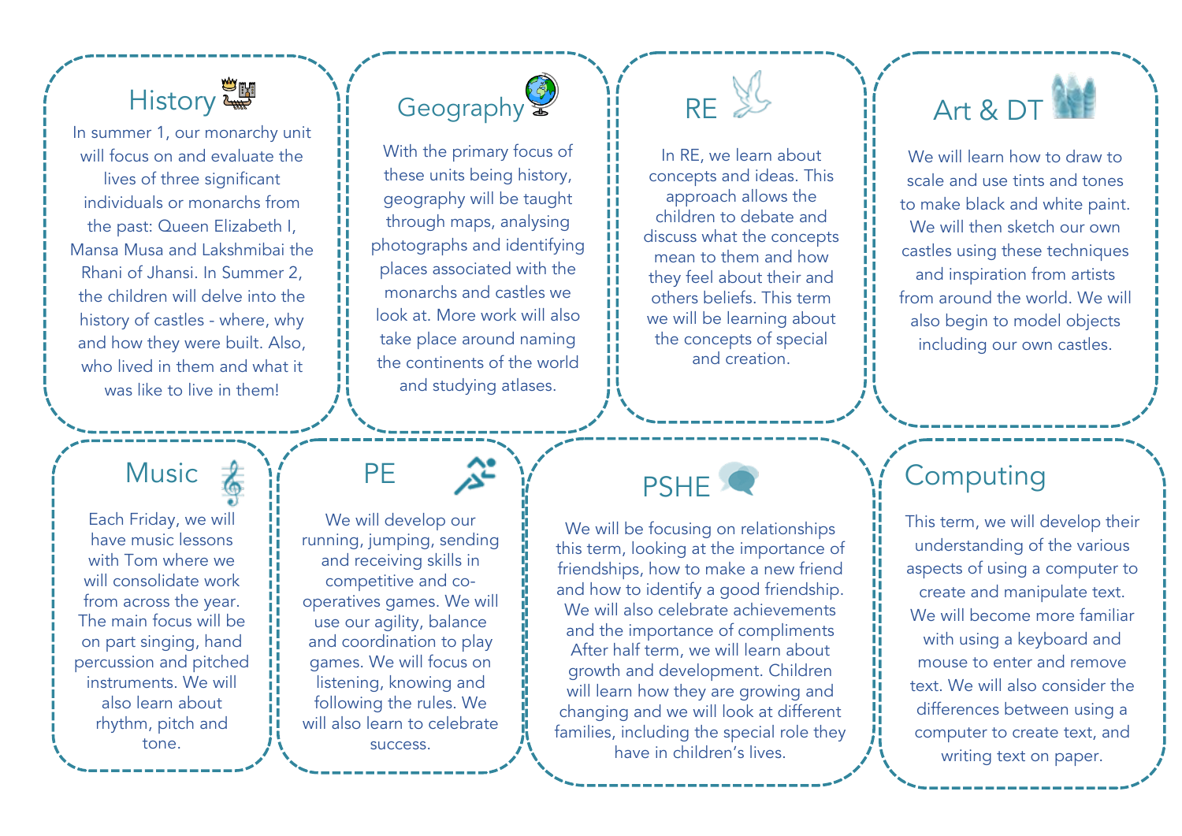## History

In summer 1, our monarchy unit will focus on and evaluate the lives of three significant individuals or monarchs from the past: Queen Elizabeth I, Mansa Musa and Lakshmibai the Rhani of Jhansi. In Summer 2, the children will delve into the history of castles - where, why and how they were built. Also, who lived in them and what it was like to live in them!

## Geography

With the primary focus of these units being history, geography will be taught through maps, analysing photographs and identifying places associated with the monarchs and castles we look at. More work will also take place around naming the continents of the world and studying atlases.

## RE

In RE, we learn about concepts and ideas. This approach allows the children to debate and discuss what the concepts mean to them and how they feel about their and others beliefs. This term we will be learning about the concepts of special and creation.

## Art & DT

We will learn how to draw to scale and use tints and tones to make black and white paint. We will then sketch our own castles using these techniques and inspiration from artists from around the world. We will also begin to model objects including our own castles.

## Music

Each Friday, we will have music lessons with Tom where we will consolidate work from across the year. The main focus will be on part singing, hand percussion and pitched instruments. We will also learn about rhythm, pitch and tone.

## PE

We will develop our running, jumping, sending and receiving skills in competitive and co-operatives games. We will use our agility, balance and coordination to play games. We will focus on listening, knowing and following the rules. We will also learn to celebrate success.

## PSHE

We will be focusing on relationships this term, looking at the importance of friendships, how to make a new friend and how to identify a good friendship. We will also celebrate achievements and the importance of compliments After half term, we will learn about growth and development. Children will learn how they are growing and changing and we will look at different families, including the special role they have in children's lives.

## Computing

This term, we will develop their understanding of the various aspects of using a computer to create and manipulate text. We will become more familiar with using a keyboard and mouse to enter and remove text. We will also consider the differences between using a computer to create text, and writing text on paper.